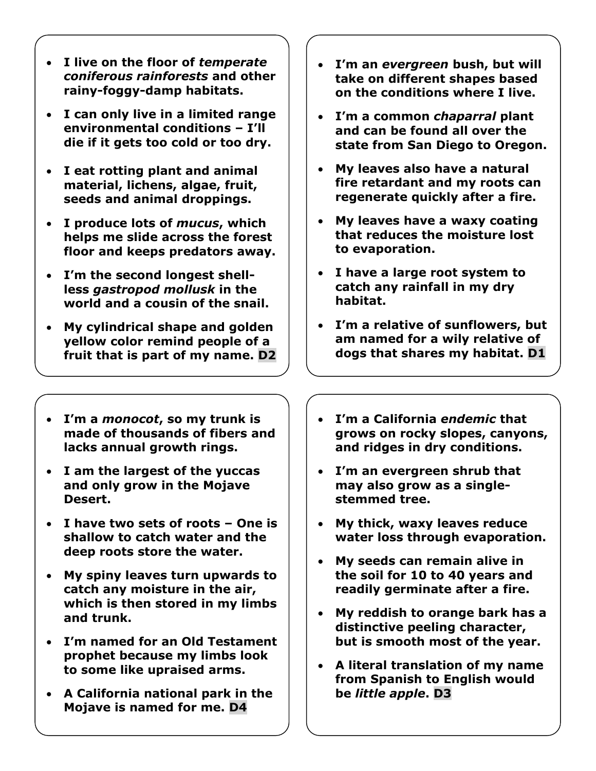- **I live on the floor of *temperate coniferous rainforests* and other rainy-foggy-damp habitats.**
- **I can only live in a limited range environmental conditions – I'll die if it gets too cold or too dry.**
- **I eat rotting plant and animal material, lichens, algae, fruit, seeds and animal droppings.**
- **I produce lots of *mucus*, which helps me slide across the forest floor and keeps predators away.**
- **I'm the second longest shell-less *gastropod mollusk* in the world and a cousin of the snail.**
- **My cylindrical shape and golden yellow color remind people of a fruit that is part of my name. D2**

---

- **I'm an *evergreen* bush, but will take on different shapes based on the conditions where I live.**
- **I'm a common *chaparral* plant and can be found all over the state from San Diego to Oregon.**
- **My leaves also have a natural fire retardant and my roots can regenerate quickly after a fire.**
- **My leaves have a waxy coating that reduces the moisture lost to evaporation.**
- **I have a large root system to catch any rainfall in my dry habitat.**
- **I'm a relative of sunflowers, but am named for a wily relative of dogs that shares my habitat. D1**

---

- **I'm a *monocot*, so my trunk is made of thousands of fibers and lacks annual growth rings.**
- **I am the largest of the yuccas and only grow in the Mojave Desert.**
- **I have two sets of roots – One is shallow to catch water and the deep roots store the water.**
- **My spiny leaves turn upwards to catch any moisture in the air, which is then stored in my limbs and trunk.**
- **I'm named for an Old Testament prophet because my limbs look to some like upraised arms.**
- **A California national park in the Mojave is named for me. D4**

---

- **I'm a California *endemic* that grows on rocky slopes, canyons, and ridges in dry conditions.**
- **I'm an evergreen shrub that may also grow as a single-stemmed tree.**
- **My thick, waxy leaves reduce water loss through evaporation.**
- **My seeds can remain alive in the soil for 10 to 40 years and readily germinate after a fire.**
- **My reddish to orange bark has a distinctive peeling character, but is smooth most of the year.**
- **A literal translation of my name from Spanish to English would be *little apple*. D3**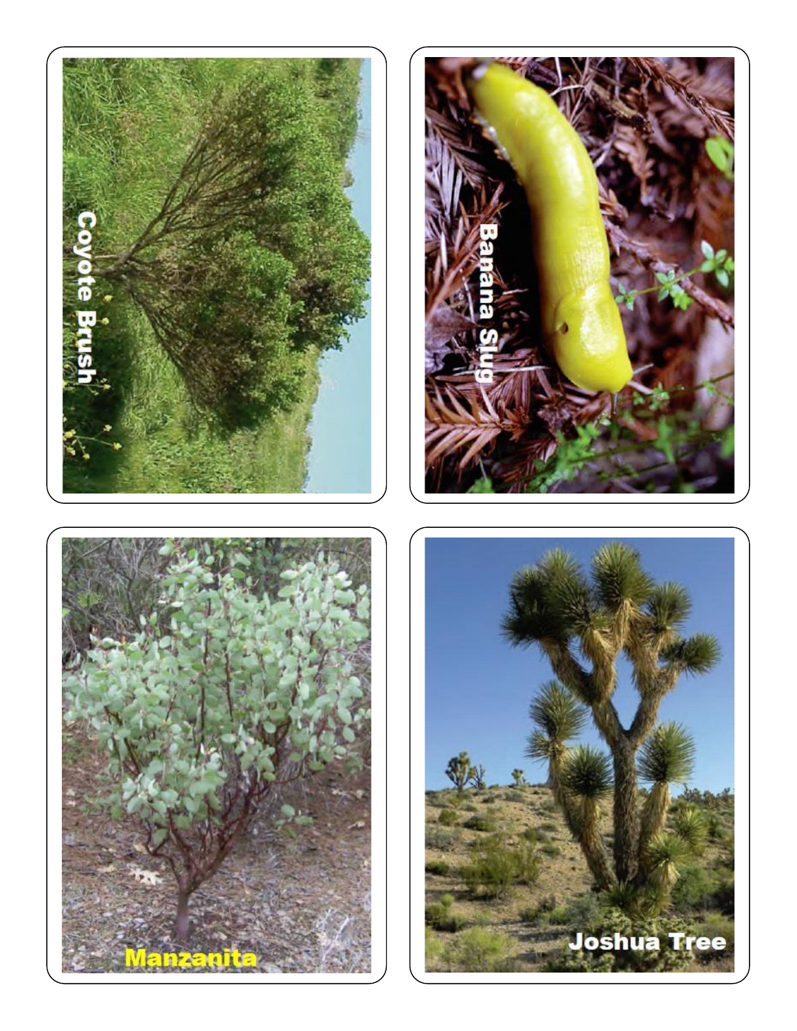Coyote Brush

Banana Slug

Manzanita

Joshua Tree